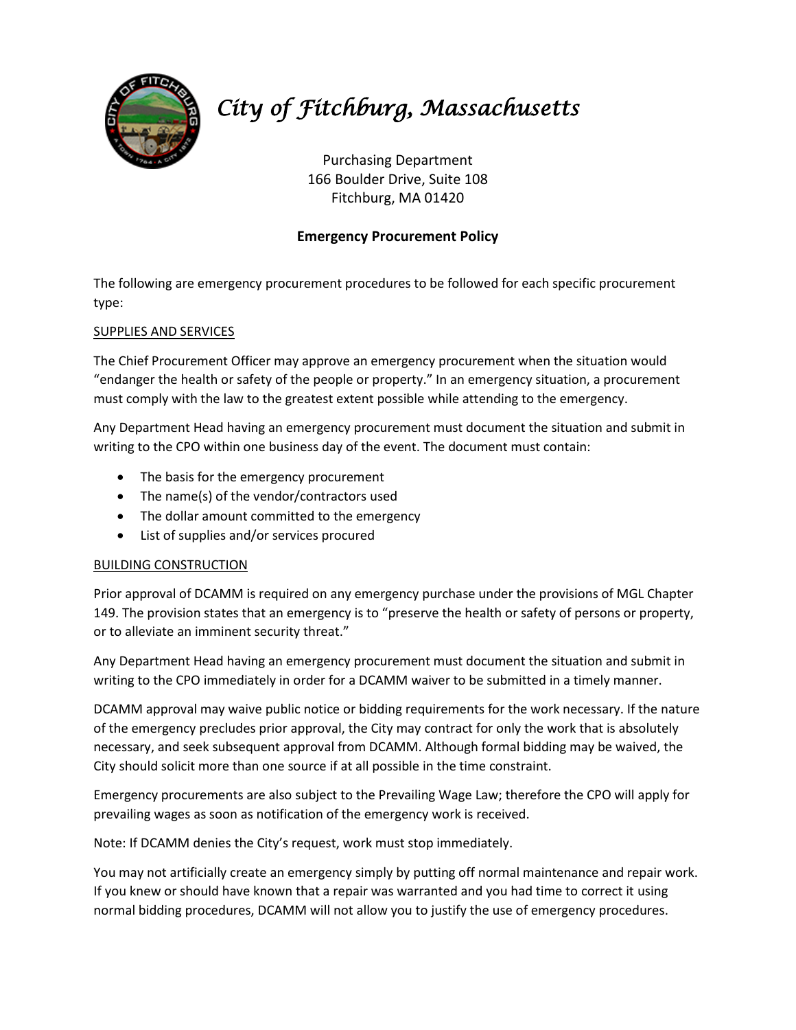# *City of Fitchburg, Massachusetts*

Purchasing Department
166 Boulder Drive, Suite 108
Fitchburg, MA 01420

## Emergency Procurement Policy

The following are emergency procurement procedures to be followed for each specific procurement type:

### SUPPLIES AND SERVICES

The Chief Procurement Officer may approve an emergency procurement when the situation would "endanger the health or safety of the people or property." In an emergency situation, a procurement must comply with the law to the greatest extent possible while attending to the emergency.

Any Department Head having an emergency procurement must document the situation and submit in writing to the CPO within one business day of the event. The document must contain:

- The basis for the emergency procurement
- The name(s) of the vendor/contractors used
- The dollar amount committed to the emergency
- List of supplies and/or services procured

### BUILDING CONSTRUCTION

Prior approval of DCAMM is required on any emergency purchase under the provisions of MGL Chapter 149. The provision states that an emergency is to "preserve the health or safety of persons or property, or to alleviate an imminent security threat."

Any Department Head having an emergency procurement must document the situation and submit in writing to the CPO immediately in order for a DCAMM waiver to be submitted in a timely manner.

DCAMM approval may waive public notice or bidding requirements for the work necessary. If the nature of the emergency precludes prior approval, the City may contract for only the work that is absolutely necessary, and seek subsequent approval from DCAMM. Although formal bidding may be waived, the City should solicit more than one source if at all possible in the time constraint.

Emergency procurements are also subject to the Prevailing Wage Law; therefore the CPO will apply for prevailing wages as soon as notification of the emergency work is received.

Note: If DCAMM denies the City's request, work must stop immediately.

You may not artificially create an emergency simply by putting off normal maintenance and repair work. If you knew or should have known that a repair was warranted and you had time to correct it using normal bidding procedures, DCAMM will not allow you to justify the use of emergency procedures.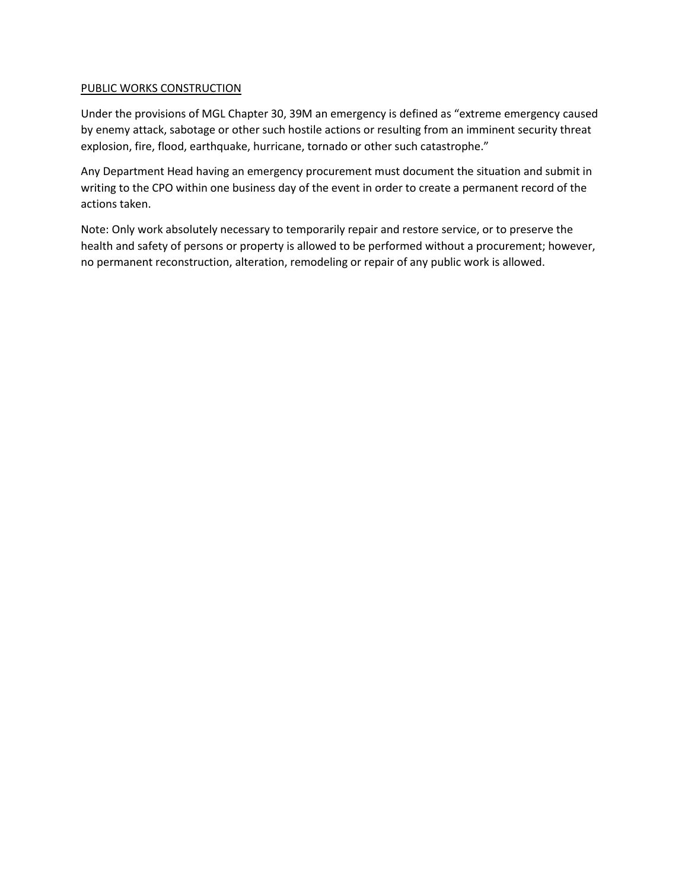## PUBLIC WORKS CONSTRUCTION

Under the provisions of MGL Chapter 30, 39M an emergency is defined as "extreme emergency caused by enemy attack, sabotage or other such hostile actions or resulting from an imminent security threat explosion, fire, flood, earthquake, hurricane, tornado or other such catastrophe."

Any Department Head having an emergency procurement must document the situation and submit in writing to the CPO within one business day of the event in order to create a permanent record of the actions taken.

Note: Only work absolutely necessary to temporarily repair and restore service, or to preserve the health and safety of persons or property is allowed to be performed without a procurement; however, no permanent reconstruction, alteration, remodeling or repair of any public work is allowed.